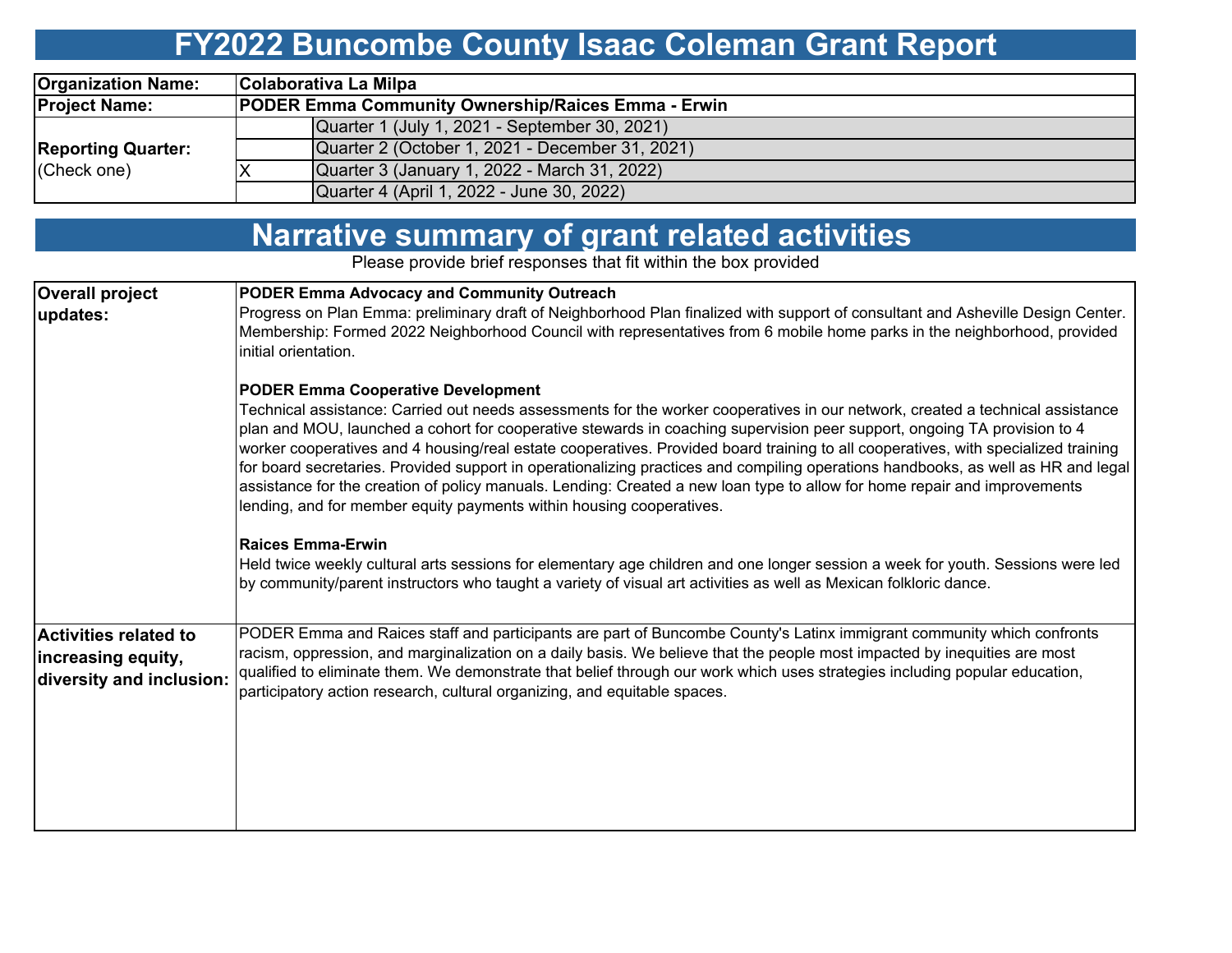# FY2022 Buncombe County Isaac Coleman Grant Report

| | | |
|---|---|---|
| **Organization Name:** | **Colabortiva La Milpa** | |
| **Project Name:** | **PODER Emma Community Ownership/Raices Emma - Erwin** | |
| **Reporting Quarter:** (Check one) | | Quarter 1 (July 1, 2021 - September 30, 2021) |
| | | Quarter 2 (October 1, 2021 - December 31, 2021) |
| | X | Quarter 3 (January 1, 2022 - March 31, 2022) |
| | | Quarter 4 (April 1, 2022 - June 30, 2022) |

## Narrative summary of grant related activities

Please provide brief responses that fit within the box provided

| | |
|---|---|
| **Overall project updates:** | **PODER Emma Advocacy and Community Outreach**<br>Progress on Plan Emma: preliminary draft of Neighborhood Plan finalized with support of consultant and Asheville Design Center. Membership: Formed 2022 Neighborhood Council with representatives from 6 mobile home parks in the neighborhood, provided initial orientation.<br><br>**PODER Emma Cooperative Development**<br>Technical assistance: Carried out needs assessments for the worker cooperatives in our network, created a technical assistance plan and MOU, launched a cohort for cooperative stewards in coaching supervision peer support, ongoing TA provision to 4 worker cooperatives and 4 housing/real estate cooperatives. Provided board training to all cooperatives, with specialized training for board secretaries. Provided support in operationalizing practices and compiling operations handbooks, as well as HR and legal assistance for the creation of policy manuals. Lending: Created a new loan type to allow for home repair and improvements lending, and for member equity payments within housing cooperatives.<br><br>**Raices Emma-Erwin**<br>Held twice weekly cultural arts sessions for elementary age children and one longer session a week for youth. Sessions were led by community/parent instructors who taught a variety of visual art activities as well as Mexican folkloric dance. |
| **Activities related to increasing equity, diversity and inclusion:** | PODER Emma and Raices staff and participants are part of Buncombe County's Latinx immigrant community which confronts racism, oppression, and marginalization on a daily basis. We believe that the people most impacted by inequities are most qualified to eliminate them. We demonstrate that belief through our work which uses strategies including popular education, participatory action research, cultural organizing, and equitable spaces. |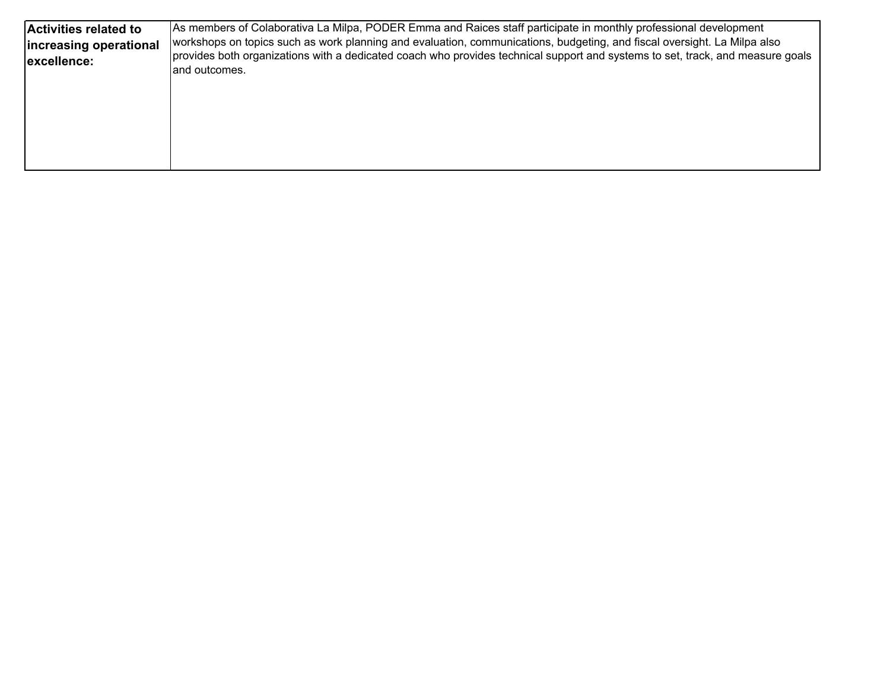| **Activities related to increasing operational excellence:** | As members of Colaborativa La Milpa, PODER Emma and Raices staff participate in monthly professional development workshops on topics such as work planning and evaluation, communications, budgeting, and fiscal oversight. La Milpa also provides both organizations with a dedicated coach who provides technical support and systems to set, track, and measure goals and outcomes. |
|---|---|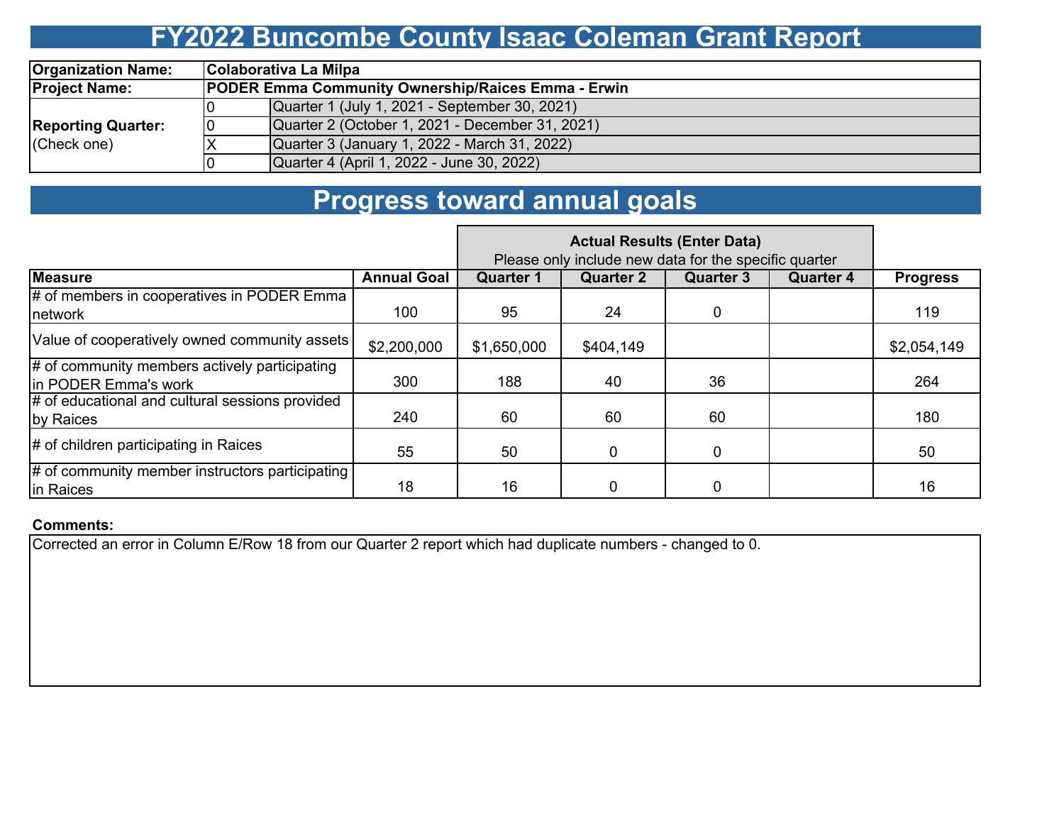# FY2022 Buncombe County Isaac Coleman Grant Report

| | | |
|---|---|---|
| **Organization Name:** | **Colaborativa La Milpa** | |
| **Project Name:** | **PODER Emma Community Ownership/Raices Emma - Erwin** | |
| **Reporting Quarter:** (Check one) | 0 | Quarter 1 (July 1, 2021 - September 30, 2021) |
| | 0 | Quarter 2 (October 1, 2021 - December 31, 2021) |
| | X | Quarter 3 (January 1, 2022 - March 31, 2022) |
| | 0 | Quarter 4 (April 1, 2022 - June 30, 2022) |

# Progress toward annual goals

| | | **Actual Results (Enter Data)** Please only include new data for the specific quarter | | | | |
|---|---|---|---|---|---|---|
| **Measure** | **Annual Goal** | **Quarter 1** | **Quarter 2** | **Quarter 3** | **Quarter 4** | **Progress** |
| # of members in cooperatives in PODER Emma network | 100 | 95 | 24 | 0 | | 119 |
| Value of cooperatively owned community assets | $2,200,000 | $1,650,000 | $404,149 | | | $2,054,149 |
| # of community members actively participating in PODER Emma's work | 300 | 188 | 40 | 36 | | 264 |
| # of educational and cultural sessions provided by Raices | 240 | 60 | 60 | 60 | | 180 |
| # of children participating in Raices | 55 | 50 | 0 | 0 | | 50 |
| # of community member instructors participating in Raices | 18 | 16 | 0 | 0 | | 16 |

**Comments:**

Corrected an error in Column E/Row 18 from our Quarter 2 report which had duplicate numbers - changed to 0.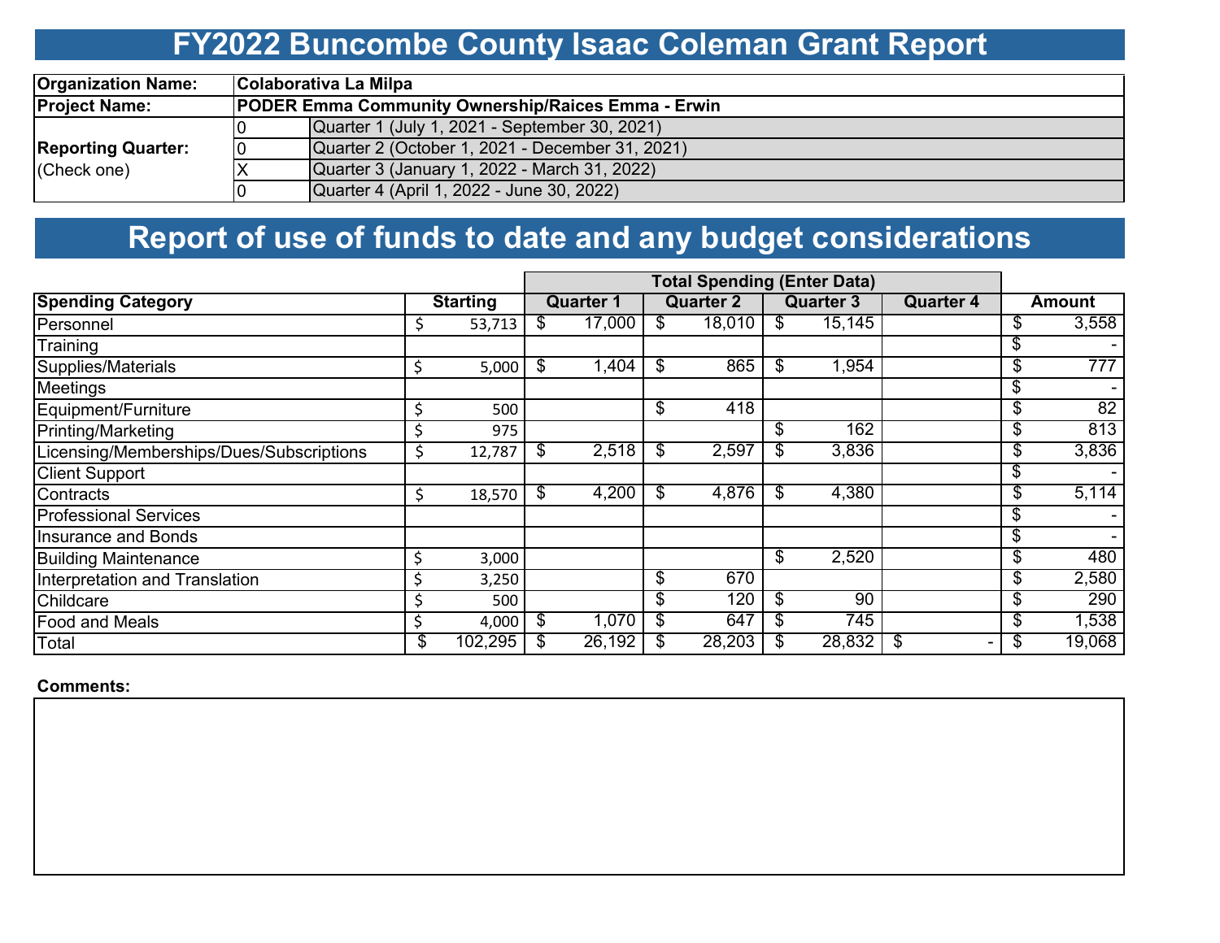# FY2022 Buncombe County Isaac Coleman Grant Report

| | | |
|---|---|---|
| **Organization Name:** | **Colaborativa La Milpa** | |
| **Project Name:** | **PODER Emma Community Ownership/Raices Emma - Erwin** | |
| **Reporting Quarter:** (Check one) | 0 | Quarter 1 (July 1, 2021 - September 30, 2021) |
| | 0 | Quarter 2 (October 1, 2021 - December 31, 2021) |
| | X | Quarter 3 (January 1, 2022 - March 31, 2022) |
| | 0 | Quarter 4 (April 1, 2022 - June 30, 2022) |

# Report of use of funds to date and any budget considerations

| | | Total Spending (Enter Data) | | | | |
|---|---|---|---|---|---|---|
| **Spending Category** | **Starting** | **Quarter 1** | **Quarter 2** | **Quarter 3** | **Quarter 4** | **Amount** |
| Personnel | $ 53,713 | $ 17,000 | $ 18,010 | $ 15,145 | | $ 3,558 |
| Training | | | | | | $ - |
| Supplies/Materials | $ 5,000 | $ 1,404 | $ 865 | $ 1,954 | | $ 777 |
| Meetings | | | | | | $ - |
| Equipment/Furniture | $ 500 | | $ 418 | | | $ 82 |
| Printing/Marketing | $ 975 | | | $ 162 | | $ 813 |
| Licensing/Memberships/Dues/Subscriptions | $ 12,787 | $ 2,518 | $ 2,597 | $ 3,836 | | $ 3,836 |
| Client Support | | | | | | $ - |
| Contracts | $ 18,570 | $ 4,200 | $ 4,876 | $ 4,380 | | $ 5,114 |
| Professional Services | | | | | | $ - |
| Insurance and Bonds | | | | | | $ - |
| Building Maintenance | $ 3,000 | | | $ 2,520 | | $ 480 |
| Interpretation and Translation | $ 3,250 | | $ 670 | | | $ 2,580 |
| Childcare | $ 500 | | $ 120 | $ 90 | | $ 290 |
| Food and Meals | $ 4,000 | $ 1,070 | $ 647 | $ 745 | | $ 1,538 |
| Total | $ 102,295 | $ 26,192 | $ 28,203 | $ 28,832 | $ - | $ 19,068 |

**Comments:**